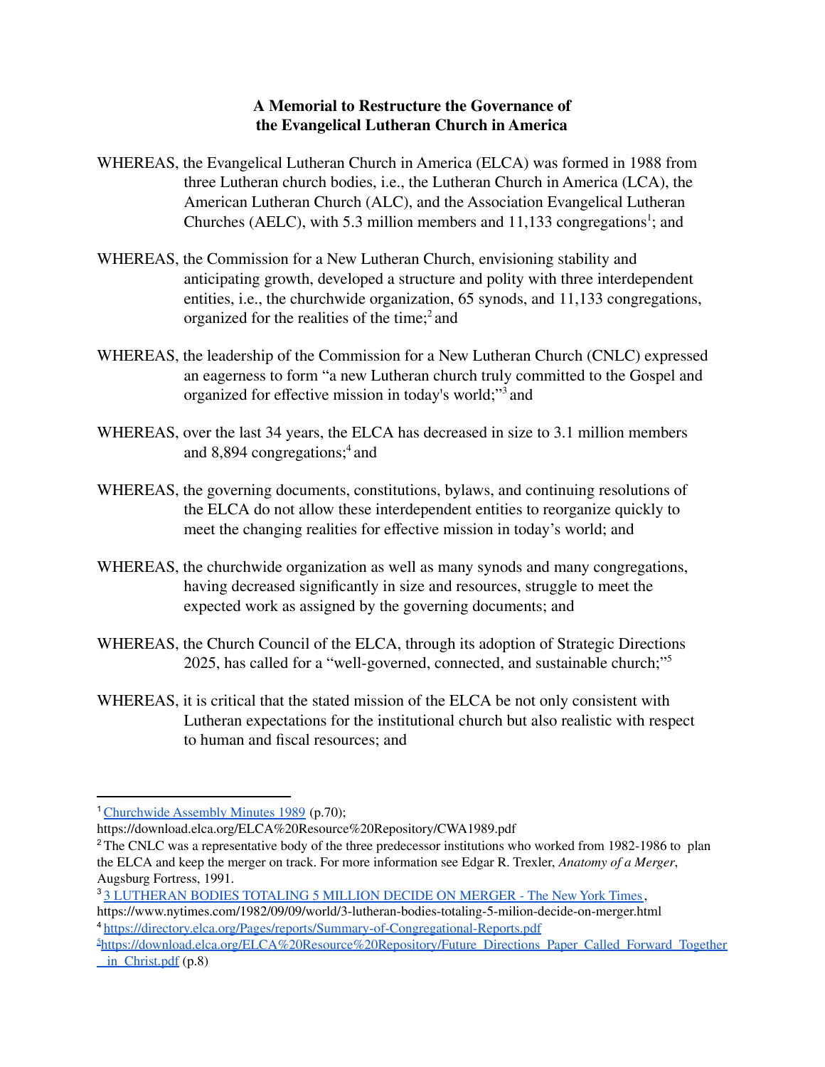**A Memorial to Restructure the Governance of the Evangelical Lutheran Church in America**

WHEREAS, the Evangelical Lutheran Church in America (ELCA) was formed in 1988 from three Lutheran church bodies, i.e., the Lutheran Church in America (LCA), the American Lutheran Church (ALC), and the Association Evangelical Lutheran Churches (AELC), with 5.3 million members and 11,133 congregations[1]; and

WHEREAS, the Commission for a New Lutheran Church, envisioning stability and anticipating growth, developed a structure and polity with three interdependent entities, i.e., the churchwide organization, 65 synods, and 11,133 congregations, organized for the realities of the time;[2] and

WHEREAS, the leadership of the Commission for a New Lutheran Church (CNLC) expressed an eagerness to form "a new Lutheran church truly committed to the Gospel and organized for effective mission in today's world;"[3] and

WHEREAS, over the last 34 years, the ELCA has decreased in size to 3.1 million members and 8,894 congregations;[4] and

WHEREAS, the governing documents, constitutions, bylaws, and continuing resolutions of the ELCA do not allow these interdependent entities to reorganize quickly to meet the changing realities for effective mission in today's world; and

WHEREAS, the churchwide organization as well as many synods and many congregations, having decreased significantly in size and resources, struggle to meet the expected work as assigned by the governing documents; and

WHEREAS, the Church Council of the ELCA, through its adoption of Strategic Directions 2025, has called for a "well-governed, connected, and sustainable church;"[5]

WHEREAS, it is critical that the stated mission of the ELCA be not only consistent with Lutheran expectations for the institutional church but also realistic with respect to human and fiscal resources; and

---

[1] Churchwide Assembly Minutes 1989 (p.70); https://download.elca.org/ELCA%20Resource%20Repository/CWA1989.pdf

[2] The CNLC was a representative body of the three predecessor institutions who worked from 1982-1986 to plan the ELCA and keep the merger on track. For more information see Edgar R. Trexler, *Anatomy of a Merger*, Augsburg Fortress, 1991.

[3] 3 LUTHERAN BODIES TOTALING 5 MILLION DECIDE ON MERGER - The New York Times, https://www.nytimes.com/1982/09/09/world/3-lutheran-bodies-totaling-5-milion-decide-on-merger.html

[4] https://directory.elca.org/Pages/reports/Summary-of-Congregational-Reports.pdf

[5] https://download.elca.org/ELCA%20Resource%20Repository/Future_Directions_Paper_Called_Forward_Together_in_Christ.pdf (p.8)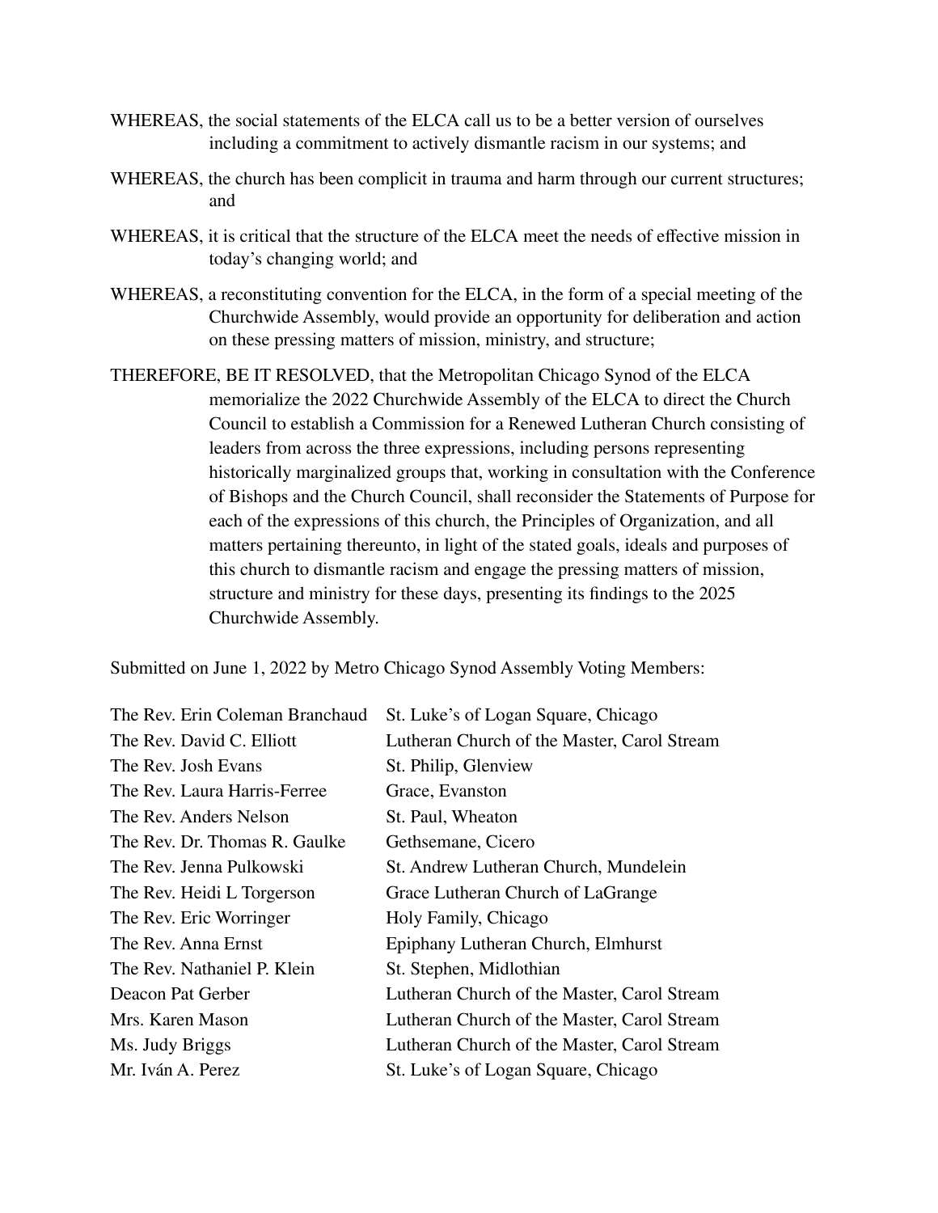WHEREAS, the social statements of the ELCA call us to be a better version of ourselves including a commitment to actively dismantle racism in our systems; and

WHEREAS, the church has been complicit in trauma and harm through our current structures; and

WHEREAS, it is critical that the structure of the ELCA meet the needs of effective mission in today's changing world; and

WHEREAS, a reconstituting convention for the ELCA, in the form of a special meeting of the Churchwide Assembly, would provide an opportunity for deliberation and action on these pressing matters of mission, ministry, and structure;

THEREFORE, BE IT RESOLVED, that the Metropolitan Chicago Synod of the ELCA memorialize the 2022 Churchwide Assembly of the ELCA to direct the Church Council to establish a Commission for a Renewed Lutheran Church consisting of leaders from across the three expressions, including persons representing historically marginalized groups that, working in consultation with the Conference of Bishops and the Church Council, shall reconsider the Statements of Purpose for each of the expressions of this church, the Principles of Organization, and all matters pertaining thereunto, in light of the stated goals, ideals and purposes of this church to dismantle racism and engage the pressing matters of mission, structure and ministry for these days, presenting its findings to the 2025 Churchwide Assembly.

Submitted on June 1, 2022 by Metro Chicago Synod Assembly Voting Members:

| | |
|---|---|
| The Rev. Erin Coleman Branchaud | St. Luke's of Logan Square, Chicago |
| The Rev. David C. Elliott | Lutheran Church of the Master, Carol Stream |
| The Rev. Josh Evans | St. Philip, Glenview |
| The Rev. Laura Harris-Ferree | Grace, Evanston |
| The Rev. Anders Nelson | St. Paul, Wheaton |
| The Rev. Dr. Thomas R. Gaulke | Gethsemane, Cicero |
| The Rev. Jenna Pulkowski | St. Andrew Lutheran Church, Mundelein |
| The Rev. Heidi L Torgerson | Grace Lutheran Church of LaGrange |
| The Rev. Eric Worringer | Holy Family, Chicago |
| The Rev. Anna Ernst | Epiphany Lutheran Church, Elmhurst |
| The Rev. Nathaniel P. Klein | St. Stephen, Midlothian |
| Deacon Pat Gerber | Lutheran Church of the Master, Carol Stream |
| Mrs. Karen Mason | Lutheran Church of the Master, Carol Stream |
| Ms. Judy Briggs | Lutheran Church of the Master, Carol Stream |
| Mr. Iván A. Perez | St. Luke's of Logan Square, Chicago |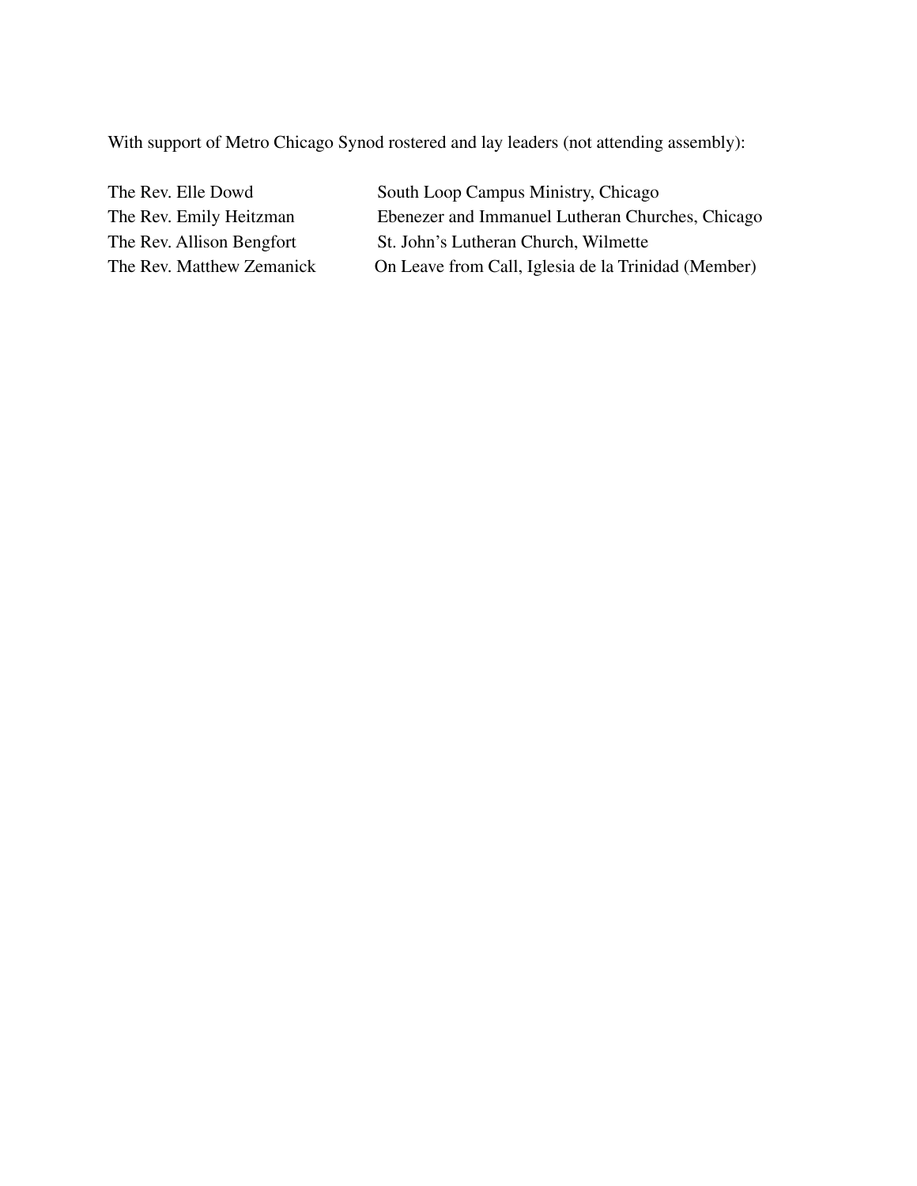With support of Metro Chicago Synod rostered and lay leaders (not attending assembly):

| | |
|---|---|
| The Rev. Elle Dowd | South Loop Campus Ministry, Chicago |
| The Rev. Emily Heitzman | Ebenezer and Immanuel Lutheran Churches, Chicago |
| The Rev. Allison Bengfort | St. John's Lutheran Church, Wilmette |
| The Rev. Matthew Zemanick | On Leave from Call, Iglesia de la Trinidad (Member) |